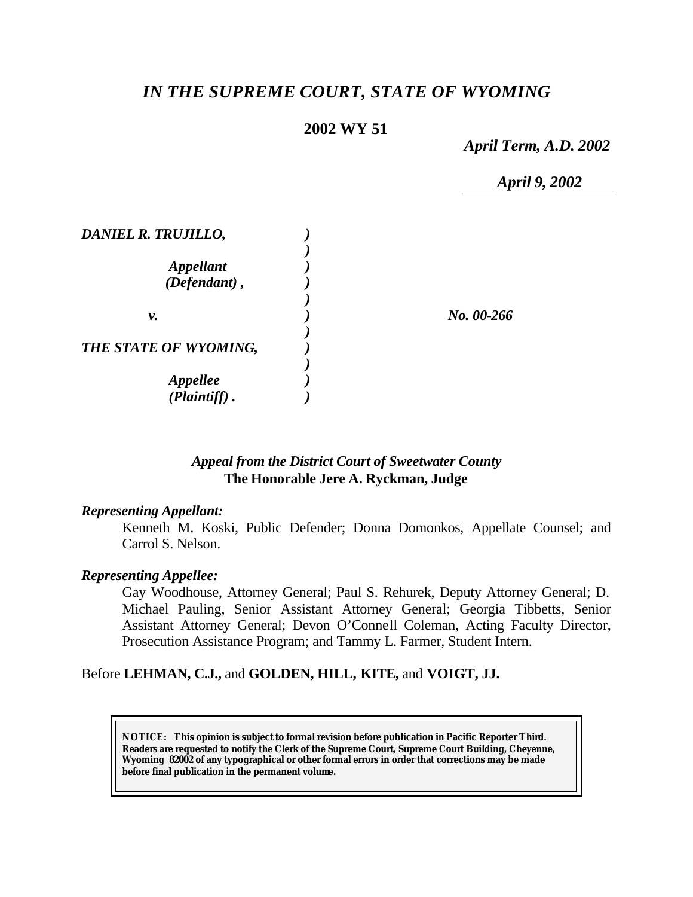# *IN THE SUPREME COURT, STATE OF WYOMING*

**2002 WY 51**

*April Term, A.D. 2002*

*April 9, 2002*

| | | |
|---|---|---|
| *DANIEL R. TRUJILLO,* | *)* | |
| | *)* | |
| *Appellant* | *)* | |
| *(Defendant) ,* | *)* | |
| | *)* | |
| *v.* | *)* | *No. 00-266* |
| | *)* | |
| *THE STATE OF WYOMING,* | *)* | |
| | *)* | |
| *Appellee* | *)* | |
| *(Plaintiff) .* | *)* | |

*Appeal from the District Court of Sweetwater County*
**The Honorable Jere A. Ryckman, Judge**

***Representing Appellant:***

Kenneth M. Koski, Public Defender; Donna Domonkos, Appellate Counsel; and Carrol S. Nelson.

***Representing Appellee:***

Gay Woodhouse, Attorney General; Paul S. Rehurek, Deputy Attorney General; D. Michael Pauling, Senior Assistant Attorney General; Georgia Tibbetts, Senior Assistant Attorney General; Devon O'Connell Coleman, Acting Faculty Director, Prosecution Assistance Program; and Tammy L. Farmer, Student Intern.

Before **LEHMAN, C.J.,** and **GOLDEN, HILL, KITE,** and **VOIGT, JJ.**

**NOTICE: This opinion is subject to formal revision before publication in Pacific Reporter Third. Readers are requested to notify the Clerk of the Supreme Court, Supreme Court Building, Cheyenne, Wyoming 82002 of any typographical or other formal errors in order that corrections may be made before final publication in the permanent volume.**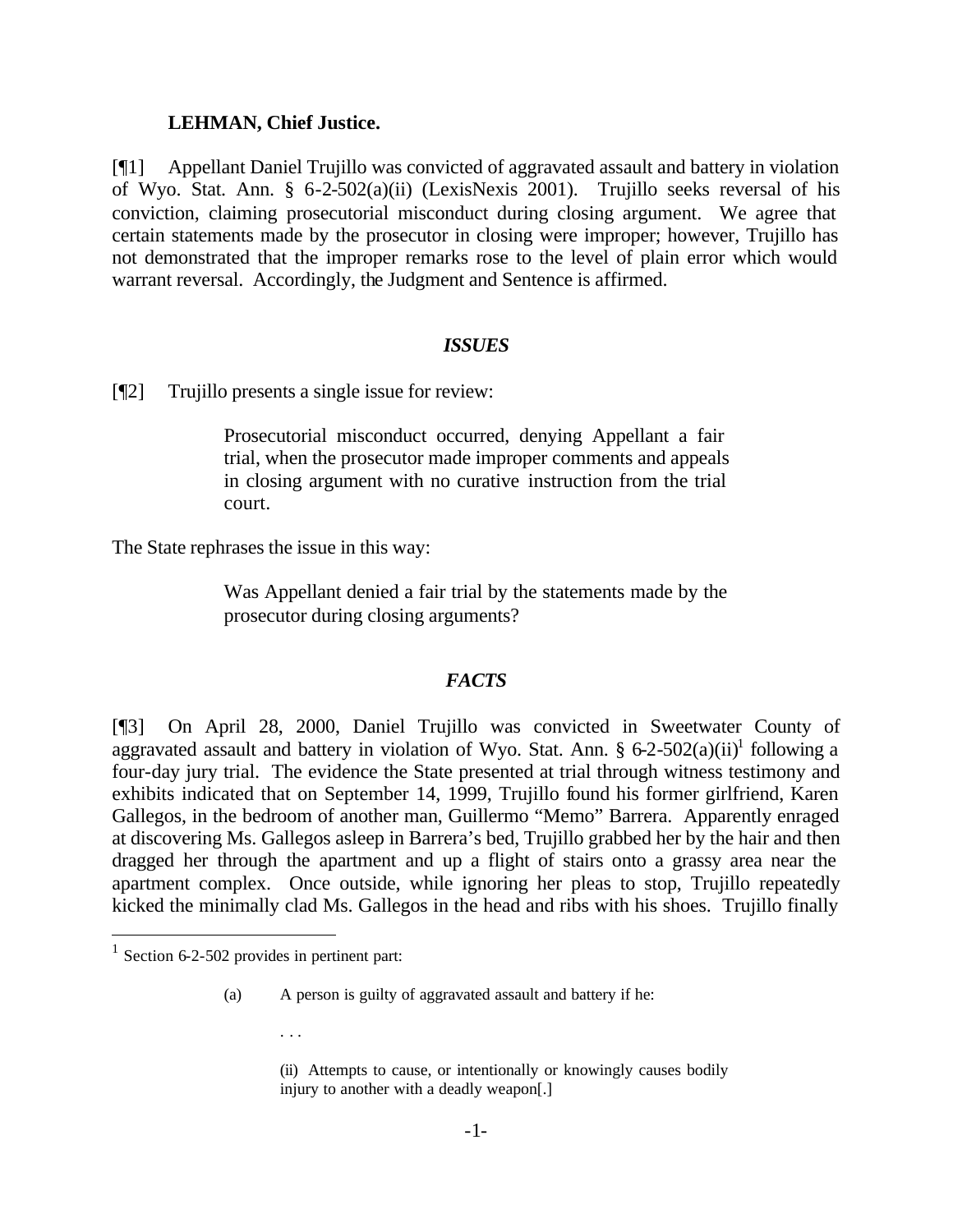**LEHMAN, Chief Justice.**

[¶1] Appellant Daniel Trujillo was convicted of aggravated assault and battery in violation of Wyo. Stat. Ann. § 6-2-502(a)(ii) (LexisNexis 2001). Trujillo seeks reversal of his conviction, claiming prosecutorial misconduct during closing argument. We agree that certain statements made by the prosecutor in closing were improper; however, Trujillo has not demonstrated that the improper remarks rose to the level of plain error which would warrant reversal. Accordingly, the Judgment and Sentence is affirmed.

### *ISSUES*

[¶2] Trujillo presents a single issue for review:

> Prosecutorial misconduct occurred, denying Appellant a fair trial, when the prosecutor made improper comments and appeals in closing argument with no curative instruction from the trial court.

The State rephrases the issue in this way:

> Was Appellant denied a fair trial by the statements made by the prosecutor during closing arguments?

### *FACTS*

[¶3] On April 28, 2000, Daniel Trujillo was convicted in Sweetwater County of aggravated assault and battery in violation of Wyo. Stat. Ann. § 6-2-502(a)(ii)[1] following a four-day jury trial. The evidence the State presented at trial through witness testimony and exhibits indicated that on September 14, 1999, Trujillo found his former girlfriend, Karen Gallegos, in the bedroom of another man, Guillermo "Memo" Barrera. Apparently enraged at discovering Ms. Gallegos asleep in Barrera's bed, Trujillo grabbed her by the hair and then dragged her through the apartment and up a flight of stairs onto a grassy area near the apartment complex. Once outside, while ignoring her pleas to stop, Trujillo repeatedly kicked the minimally clad Ms. Gallegos in the head and ribs with his shoes. Trujillo finally

---

[1] Section 6-2-502 provides in pertinent part:

> (a) A person is guilty of aggravated assault and battery if he:
>
> . . .
>
> (ii) Attempts to cause, or intentionally or knowingly causes bodily injury to another with a deadly weapon[.]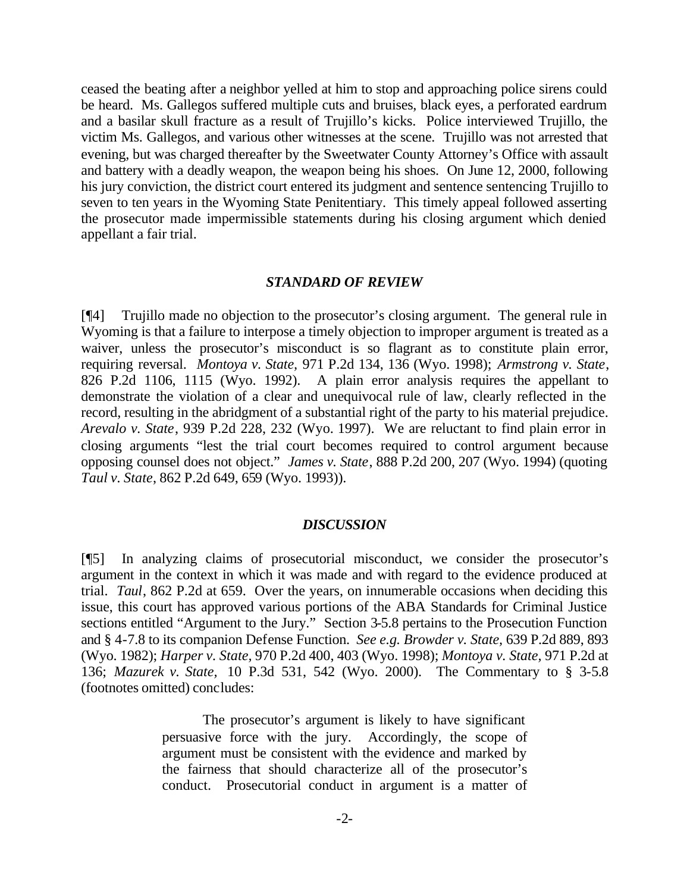ceased the beating after a neighbor yelled at him to stop and approaching police sirens could be heard. Ms. Gallegos suffered multiple cuts and bruises, black eyes, a perforated eardrum and a basilar skull fracture as a result of Trujillo's kicks. Police interviewed Trujillo, the victim Ms. Gallegos, and various other witnesses at the scene. Trujillo was not arrested that evening, but was charged thereafter by the Sweetwater County Attorney's Office with assault and battery with a deadly weapon, the weapon being his shoes. On June 12, 2000, following his jury conviction, the district court entered its judgment and sentence sentencing Trujillo to seven to ten years in the Wyoming State Penitentiary. This timely appeal followed asserting the prosecutor made impermissible statements during his closing argument which denied appellant a fair trial.

### *STANDARD OF REVIEW*

[¶4] Trujillo made no objection to the prosecutor's closing argument. The general rule in Wyoming is that a failure to interpose a timely objection to improper argument is treated as a waiver, unless the prosecutor's misconduct is so flagrant as to constitute plain error, requiring reversal. *Montoya v. State,* 971 P.2d 134, 136 (Wyo. 1998); *Armstrong v. State*, 826 P.2d 1106, 1115 (Wyo. 1992). A plain error analysis requires the appellant to demonstrate the violation of a clear and unequivocal rule of law, clearly reflected in the record, resulting in the abridgment of a substantial right of the party to his material prejudice. *Arevalo v. State*, 939 P.2d 228, 232 (Wyo. 1997). We are reluctant to find plain error in closing arguments "lest the trial court becomes required to control argument because opposing counsel does not object." *James v. State*, 888 P.2d 200, 207 (Wyo. 1994) (quoting *Taul v. State*, 862 P.2d 649, 659 (Wyo. 1993)).

### *DISCUSSION*

[¶5] In analyzing claims of prosecutorial misconduct, we consider the prosecutor's argument in the context in which it was made and with regard to the evidence produced at trial. *Taul*, 862 P.2d at 659. Over the years, on innumerable occasions when deciding this issue, this court has approved various portions of the ABA Standards for Criminal Justice sections entitled "Argument to the Jury." Section 3-5.8 pertains to the Prosecution Function and § 4-7.8 to its companion Defense Function. *See e.g. Browder v. State*, 639 P.2d 889, 893 (Wyo. 1982); *Harper v. State,* 970 P.2d 400, 403 (Wyo. 1998); *Montoya v. State,* 971 P.2d at 136; *Mazurek v. State,* 10 P.3d 531, 542 (Wyo. 2000). The Commentary to § 3-5.8 (footnotes omitted) concludes:

> The prosecutor's argument is likely to have significant persuasive force with the jury. Accordingly, the scope of argument must be consistent with the evidence and marked by the fairness that should characterize all of the prosecutor's conduct. Prosecutorial conduct in argument is a matter of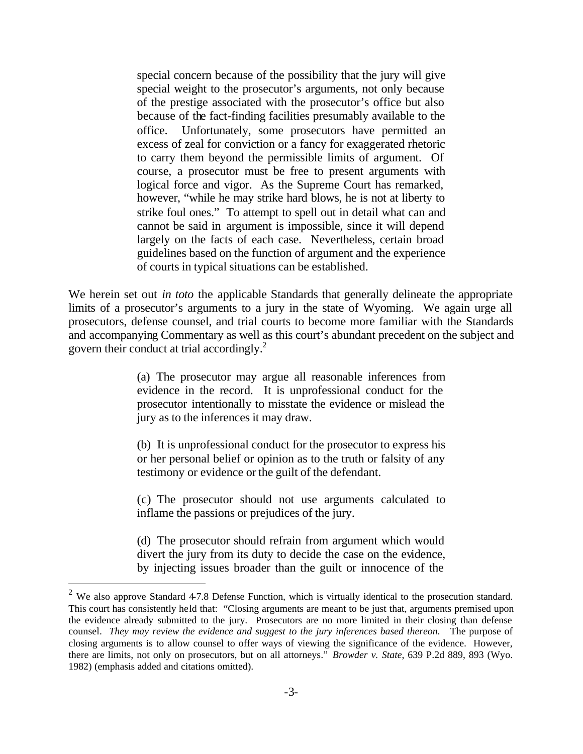> special concern because of the possibility that the jury will give special weight to the prosecutor's arguments, not only because of the prestige associated with the prosecutor's office but also because of the fact-finding facilities presumably available to the office. Unfortunately, some prosecutors have permitted an excess of zeal for conviction or a fancy for exaggerated rhetoric to carry them beyond the permissible limits of argument. Of course, a prosecutor must be free to present arguments with logical force and vigor. As the Supreme Court has remarked, however, "while he may strike hard blows, he is not at liberty to strike foul ones." To attempt to spell out in detail what can and cannot be said in argument is impossible, since it will depend largely on the facts of each case. Nevertheless, certain broad guidelines based on the function of argument and the experience of courts in typical situations can be established.

We herein set out *in toto* the applicable Standards that generally delineate the appropriate limits of a prosecutor's arguments to a jury in the state of Wyoming. We again urge all prosecutors, defense counsel, and trial courts to become more familiar with the Standards and accompanying Commentary as well as this court's abundant precedent on the subject and govern their conduct at trial accordingly.[2]

> (a) The prosecutor may argue all reasonable inferences from evidence in the record. It is unprofessional conduct for the prosecutor intentionally to misstate the evidence or mislead the jury as to the inferences it may draw.
>
> (b) It is unprofessional conduct for the prosecutor to express his or her personal belief or opinion as to the truth or falsity of any testimony or evidence or the guilt of the defendant.
>
> (c) The prosecutor should not use arguments calculated to inflame the passions or prejudices of the jury.
>
> (d) The prosecutor should refrain from argument which would divert the jury from its duty to decide the case on the evidence, by injecting issues broader than the guilt or innocence of the

---

[2] We also approve Standard 4-7.8 Defense Function, which is virtually identical to the prosecution standard. This court has consistently held that: "Closing arguments are meant to be just that, arguments premised upon the evidence already submitted to the jury. Prosecutors are no more limited in their closing than defense counsel. *They may review the evidence and suggest to the jury inferences based thereon.* The purpose of closing arguments is to allow counsel to offer ways of viewing the significance of the evidence. However, there are limits, not only on prosecutors, but on all attorneys." *Browder v. State*, 639 P.2d 889, 893 (Wyo. 1982) (emphasis added and citations omitted).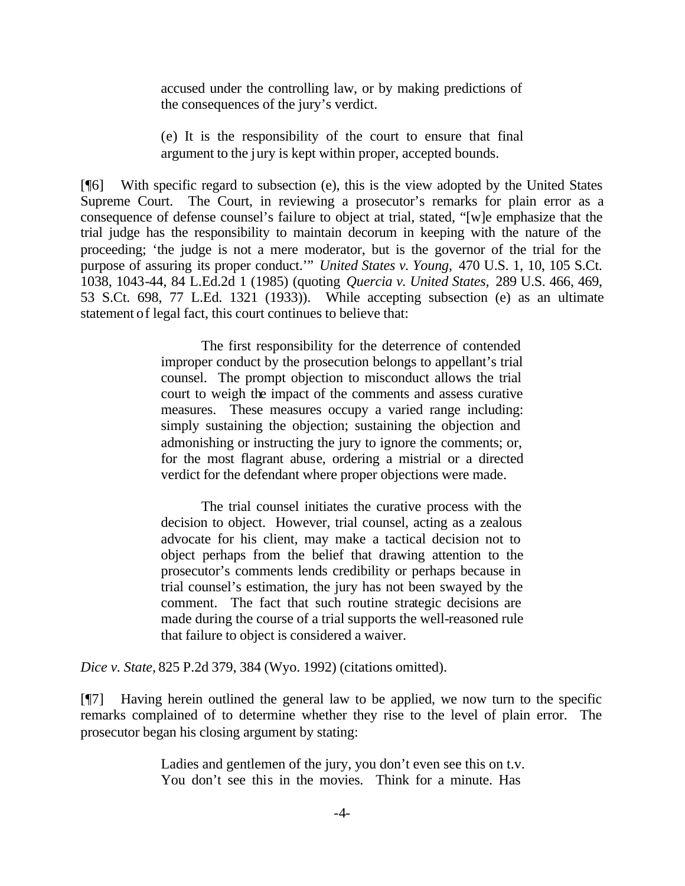> accused under the controlling law, or by making predictions of the consequences of the jury's verdict.
>
> (e) It is the responsibility of the court to ensure that final argument to the jury is kept within proper, accepted bounds.

[¶6] With specific regard to subsection (e), this is the view adopted by the United States Supreme Court. The Court, in reviewing a prosecutor's remarks for plain error as a consequence of defense counsel's failure to object at trial, stated, "[w]e emphasize that the trial judge has the responsibility to maintain decorum in keeping with the nature of the proceeding; 'the judge is not a mere moderator, but is the governor of the trial for the purpose of assuring its proper conduct.'" *United States v. Young,* 470 U.S. 1, 10, 105 S.Ct. 1038, 1043-44, 84 L.Ed.2d 1 (1985) (quoting *Quercia v. United States,* 289 U.S. 466, 469, 53 S.Ct. 698, 77 L.Ed. 1321 (1933)). While accepting subsection (e) as an ultimate statement of legal fact, this court continues to believe that:

> The first responsibility for the deterrence of contended improper conduct by the prosecution belongs to appellant's trial counsel. The prompt objection to misconduct allows the trial court to weigh the impact of the comments and assess curative measures. These measures occupy a varied range including: simply sustaining the objection; sustaining the objection and admonishing or instructing the jury to ignore the comments; or, for the most flagrant abuse, ordering a mistrial or a directed verdict for the defendant where proper objections were made.
>
> The trial counsel initiates the curative process with the decision to object. However, trial counsel, acting as a zealous advocate for his client, may make a tactical decision not to object perhaps from the belief that drawing attention to the prosecutor's comments lends credibility or perhaps because in trial counsel's estimation, the jury has not been swayed by the comment. The fact that such routine strategic decisions are made during the course of a trial supports the well-reasoned rule that failure to object is considered a waiver.

*Dice v. State,* 825 P.2d 379, 384 (Wyo. 1992) (citations omitted).

[¶7] Having herein outlined the general law to be applied, we now turn to the specific remarks complained of to determine whether they rise to the level of plain error. The prosecutor began his closing argument by stating:

> Ladies and gentlemen of the jury, you don't even see this on t.v. You don't see this in the movies. Think for a minute. Has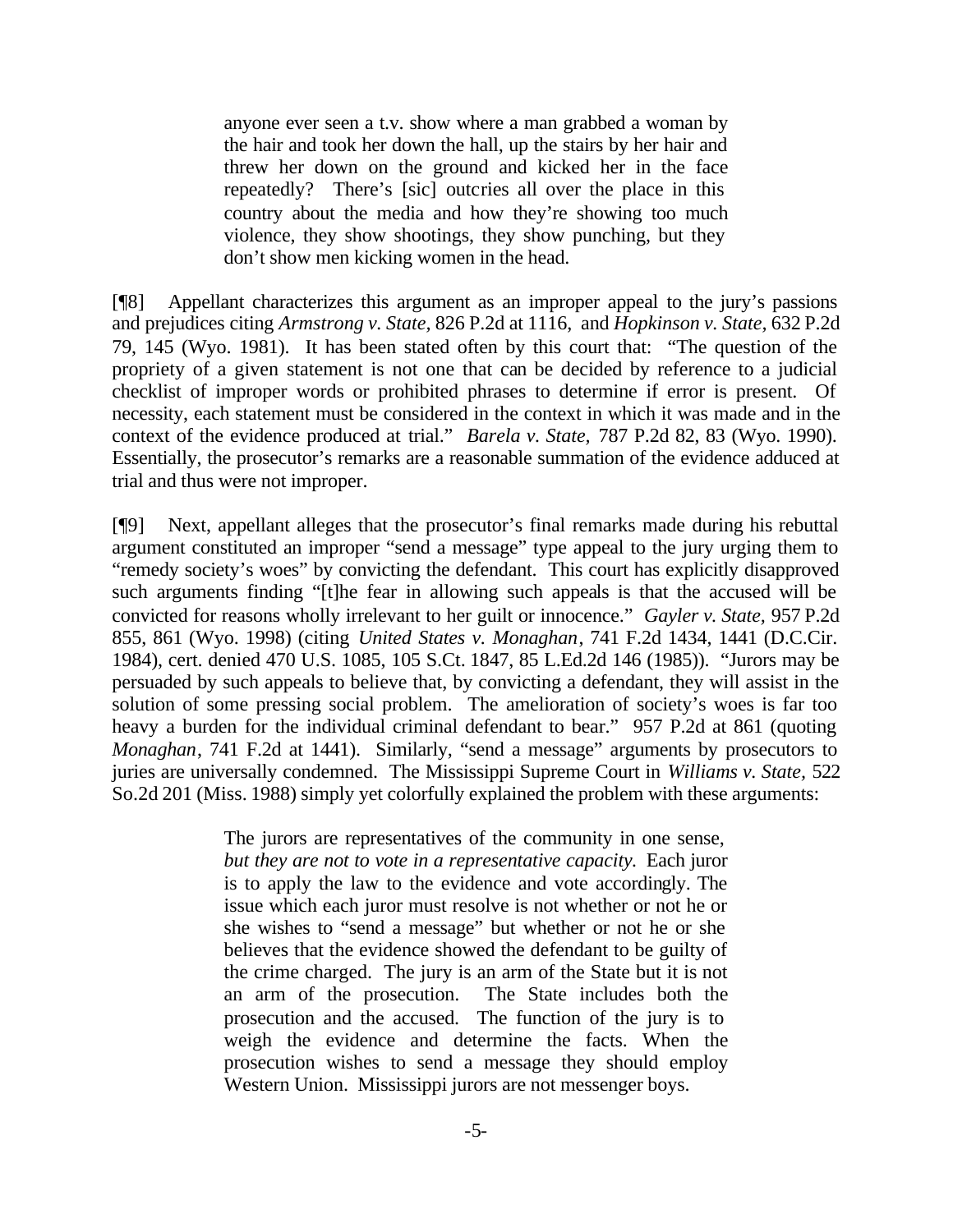> anyone ever seen a t.v. show where a man grabbed a woman by the hair and took her down the hall, up the stairs by her hair and threw her down on the ground and kicked her in the face repeatedly? There's [sic] outcries all over the place in this country about the media and how they're showing too much violence, they show shootings, they show punching, but they don't show men kicking women in the head.

[¶8] Appellant characterizes this argument as an improper appeal to the jury's passions and prejudices citing *Armstrong v. State,* 826 P.2d at 1116, and *Hopkinson v. State,* 632 P.2d 79, 145 (Wyo. 1981). It has been stated often by this court that: "The question of the propriety of a given statement is not one that can be decided by reference to a judicial checklist of improper words or prohibited phrases to determine if error is present. Of necessity, each statement must be considered in the context in which it was made and in the context of the evidence produced at trial." *Barela v. State,* 787 P.2d 82, 83 (Wyo. 1990). Essentially, the prosecutor's remarks are a reasonable summation of the evidence adduced at trial and thus were not improper.

[¶9] Next, appellant alleges that the prosecutor's final remarks made during his rebuttal argument constituted an improper "send a message" type appeal to the jury urging them to "remedy society's woes" by convicting the defendant. This court has explicitly disapproved such arguments finding "[t]he fear in allowing such appeals is that the accused will be convicted for reasons wholly irrelevant to her guilt or innocence." *Gayler v. State,* 957 P.2d 855, 861 (Wyo. 1998) (citing *United States v. Monaghan*, 741 F.2d 1434, 1441 (D.C.Cir. 1984), cert. denied 470 U.S. 1085, 105 S.Ct. 1847, 85 L.Ed.2d 146 (1985)). "Jurors may be persuaded by such appeals to believe that, by convicting a defendant, they will assist in the solution of some pressing social problem. The amelioration of society's woes is far too heavy a burden for the individual criminal defendant to bear." 957 P.2d at 861 (quoting *Monaghan*, 741 F.2d at 1441). Similarly, "send a message" arguments by prosecutors to juries are universally condemned. The Mississippi Supreme Court in *Williams v. State,* 522 So.2d 201 (Miss. 1988) simply yet colorfully explained the problem with these arguments:

> The jurors are representatives of the community in one sense, *but they are not to vote in a representative capacity.* Each juror is to apply the law to the evidence and vote accordingly. The issue which each juror must resolve is not whether or not he or she wishes to "send a message" but whether or not he or she believes that the evidence showed the defendant to be guilty of the crime charged. The jury is an arm of the State but it is not an arm of the prosecution. The State includes both the prosecution and the accused. The function of the jury is to weigh the evidence and determine the facts. When the prosecution wishes to send a message they should employ Western Union. Mississippi jurors are not messenger boys.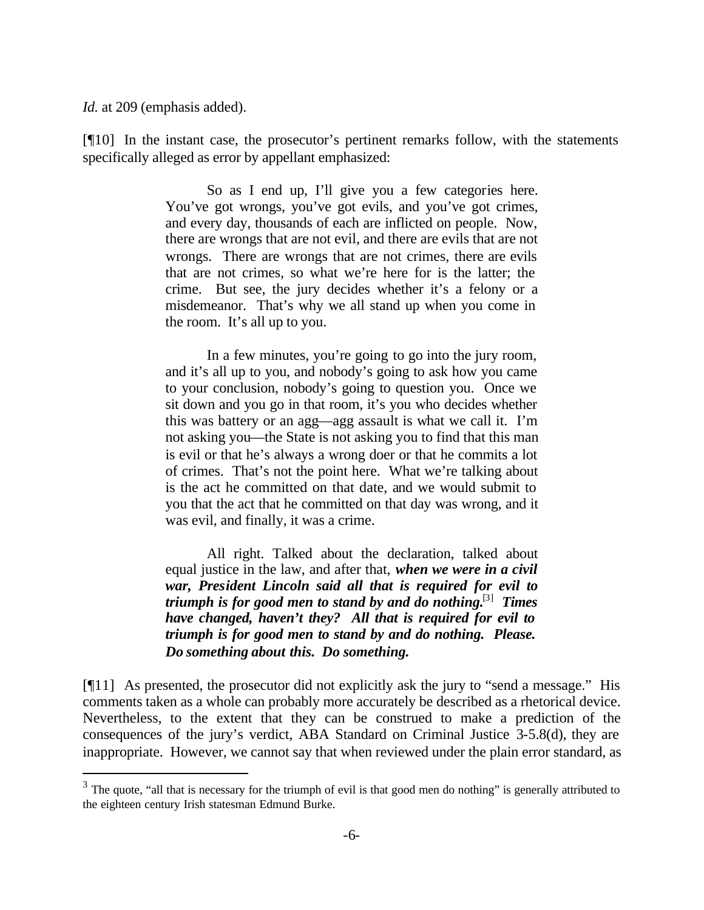*Id.* at 209 (emphasis added).

[¶10] In the instant case, the prosecutor's pertinent remarks follow, with the statements specifically alleged as error by appellant emphasized:

> So as I end up, I'll give you a few categories here. You've got wrongs, you've got evils, and you've got crimes, and every day, thousands of each are inflicted on people. Now, there are wrongs that are not evil, and there are evils that are not wrongs. There are wrongs that are not crimes, there are evils that are not crimes, so what we're here for is the latter; the crime. But see, the jury decides whether it's a felony or a misdemeanor. That's why we all stand up when you come in the room. It's all up to you.
>
> In a few minutes, you're going to go into the jury room, and it's all up to you, and nobody's going to ask how you came to your conclusion, nobody's going to question you. Once we sit down and you go in that room, it's you who decides whether this was battery or an agg—agg assault is what we call it. I'm not asking you—the State is not asking you to find that this man is evil or that he's always a wrong doer or that he commits a lot of crimes. That's not the point here. What we're talking about is the act he committed on that date, and we would submit to you that the act that he committed on that day was wrong, and it was evil, and finally, it was a crime.
>
> All right. Talked about the declaration, talked about equal justice in the law, and after that, ***when we were in a civil war, President Lincoln said all that is required for evil to triumph is for good men to stand by and do nothing.***[3] ***Times have changed, haven't they? All that is required for evil to triumph is for good men to stand by and do nothing. Please. Do something about this. Do something.***

[¶11] As presented, the prosecutor did not explicitly ask the jury to "send a message." His comments taken as a whole can probably more accurately be described as a rhetorical device. Nevertheless, to the extent that they can be construed to make a prediction of the consequences of the jury's verdict, ABA Standard on Criminal Justice 3-5.8(d), they are inappropriate. However, we cannot say that when reviewed under the plain error standard, as

---

[3] The quote, "all that is necessary for the triumph of evil is that good men do nothing" is generally attributed to the eighteen century Irish statesman Edmund Burke.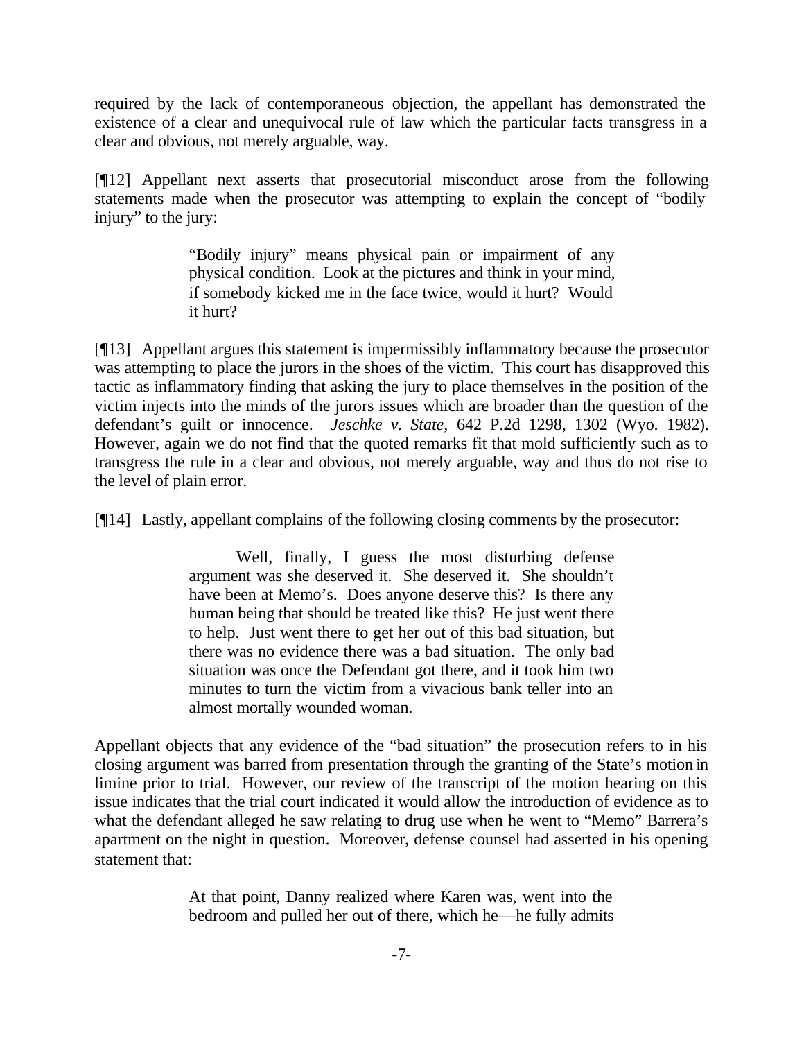required by the lack of contemporaneous objection, the appellant has demonstrated the existence of a clear and unequivocal rule of law which the particular facts transgress in a clear and obvious, not merely arguable, way.

[¶12] Appellant next asserts that prosecutorial misconduct arose from the following statements made when the prosecutor was attempting to explain the concept of "bodily injury" to the jury:

> "Bodily injury" means physical pain or impairment of any physical condition. Look at the pictures and think in your mind, if somebody kicked me in the face twice, would it hurt? Would it hurt?

[¶13] Appellant argues this statement is impermissibly inflammatory because the prosecutor was attempting to place the jurors in the shoes of the victim. This court has disapproved this tactic as inflammatory finding that asking the jury to place themselves in the position of the victim injects into the minds of the jurors issues which are broader than the question of the defendant's guilt or innocence. *Jeschke v. State*, 642 P.2d 1298, 1302 (Wyo. 1982). However, again we do not find that the quoted remarks fit that mold sufficiently such as to transgress the rule in a clear and obvious, not merely arguable, way and thus do not rise to the level of plain error.

[¶14] Lastly, appellant complains of the following closing comments by the prosecutor:

> Well, finally, I guess the most disturbing defense argument was she deserved it. She deserved it. She shouldn't have been at Memo's. Does anyone deserve this? Is there any human being that should be treated like this? He just went there to help. Just went there to get her out of this bad situation, but there was no evidence there was a bad situation. The only bad situation was once the Defendant got there, and it took him two minutes to turn the victim from a vivacious bank teller into an almost mortally wounded woman.

Appellant objects that any evidence of the "bad situation" the prosecution refers to in his closing argument was barred from presentation through the granting of the State's motion in limine prior to trial. However, our review of the transcript of the motion hearing on this issue indicates that the trial court indicated it would allow the introduction of evidence as to what the defendant alleged he saw relating to drug use when he went to "Memo" Barrera's apartment on the night in question. Moreover, defense counsel had asserted in his opening statement that:

> At that point, Danny realized where Karen was, went into the bedroom and pulled her out of there, which he—he fully admits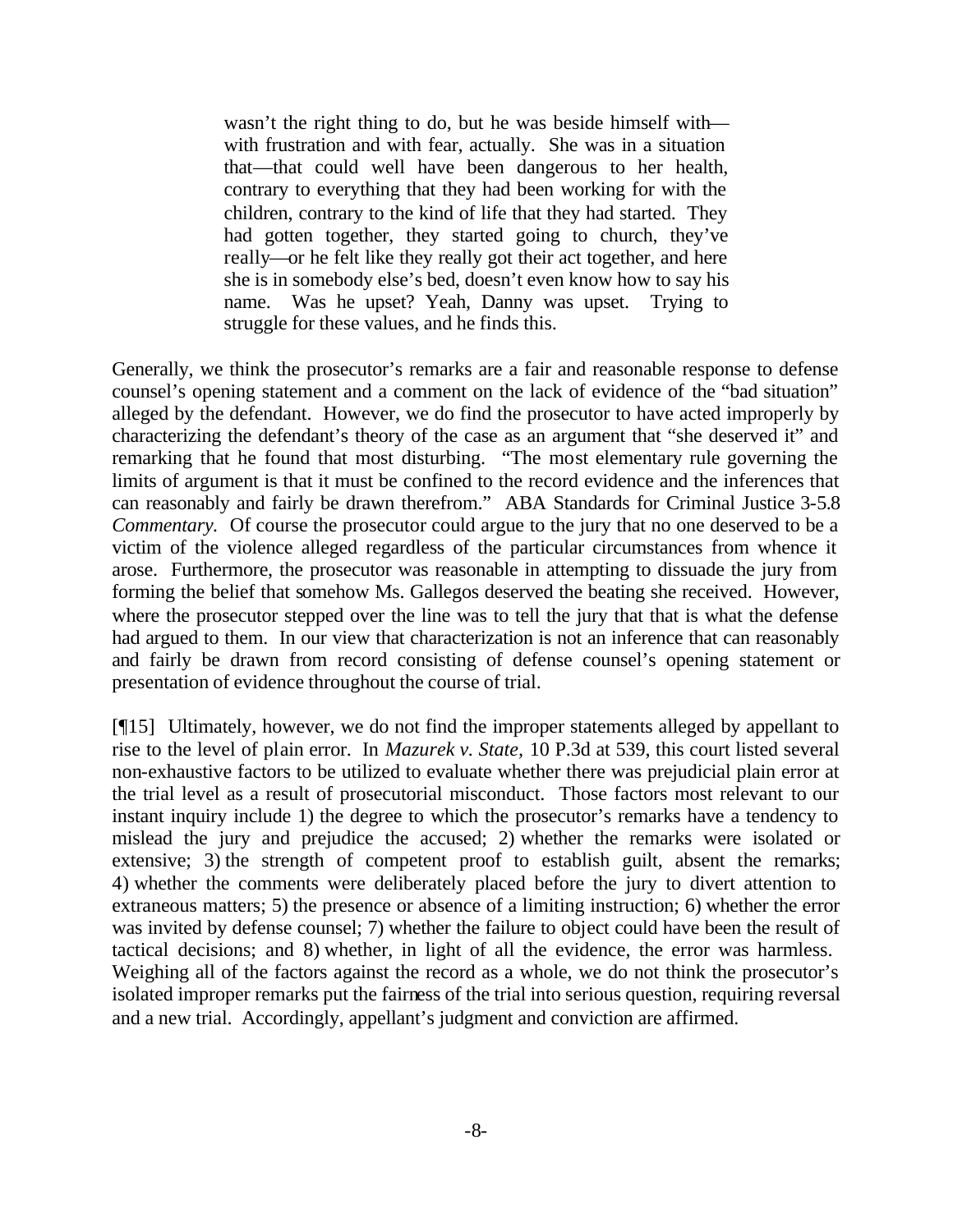> wasn't the right thing to do, but he was beside himself with—with frustration and with fear, actually. She was in a situation that—that could well have been dangerous to her health, contrary to everything that they had been working for with the children, contrary to the kind of life that they had started. They had gotten together, they started going to church, they've really—or he felt like they really got their act together, and here she is in somebody else's bed, doesn't even know how to say his name. Was he upset? Yeah, Danny was upset. Trying to struggle for these values, and he finds this.

Generally, we think the prosecutor's remarks are a fair and reasonable response to defense counsel's opening statement and a comment on the lack of evidence of the "bad situation" alleged by the defendant. However, we do find the prosecutor to have acted improperly by characterizing the defendant's theory of the case as an argument that "she deserved it" and remarking that he found that most disturbing. "The most elementary rule governing the limits of argument is that it must be confined to the record evidence and the inferences that can reasonably and fairly be drawn therefrom." ABA Standards for Criminal Justice 3-5.8 *Commentary.* Of course the prosecutor could argue to the jury that no one deserved to be a victim of the violence alleged regardless of the particular circumstances from whence it arose. Furthermore, the prosecutor was reasonable in attempting to dissuade the jury from forming the belief that somehow Ms. Gallegos deserved the beating she received. However, where the prosecutor stepped over the line was to tell the jury that that is what the defense had argued to them. In our view that characterization is not an inference that can reasonably and fairly be drawn from record consisting of defense counsel's opening statement or presentation of evidence throughout the course of trial.

[¶15] Ultimately, however, we do not find the improper statements alleged by appellant to rise to the level of plain error. In *Mazurek v. State*, 10 P.3d at 539, this court listed several non-exhaustive factors to be utilized to evaluate whether there was prejudicial plain error at the trial level as a result of prosecutorial misconduct. Those factors most relevant to our instant inquiry include 1) the degree to which the prosecutor's remarks have a tendency to mislead the jury and prejudice the accused; 2) whether the remarks were isolated or extensive; 3) the strength of competent proof to establish guilt, absent the remarks; 4) whether the comments were deliberately placed before the jury to divert attention to extraneous matters; 5) the presence or absence of a limiting instruction; 6) whether the error was invited by defense counsel; 7) whether the failure to object could have been the result of tactical decisions; and 8) whether, in light of all the evidence, the error was harmless. Weighing all of the factors against the record as a whole, we do not think the prosecutor's isolated improper remarks put the fairness of the trial into serious question, requiring reversal and a new trial. Accordingly, appellant's judgment and conviction are affirmed.